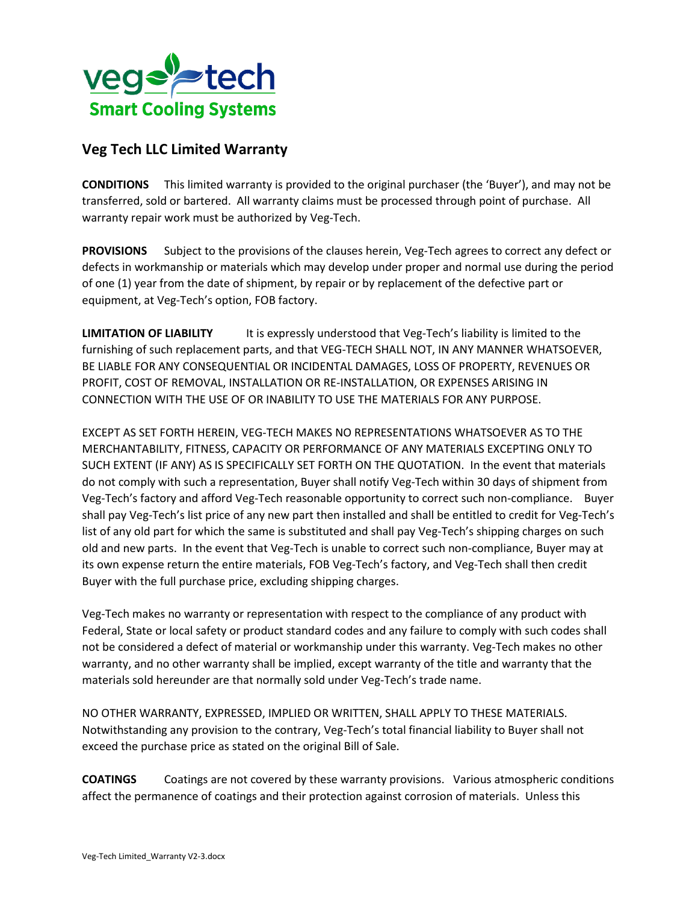veg tech
Smart Cooling Systems

## Veg Tech LLC Limited Warranty

**CONDITIONS** This limited warranty is provided to the original purchaser (the 'Buyer'), and may not be transferred, sold or bartered. All warranty claims must be processed through point of purchase. All warranty repair work must be authorized by Veg-Tech.

**PROVISIONS** Subject to the provisions of the clauses herein, Veg-Tech agrees to correct any defect or defects in workmanship or materials which may develop under proper and normal use during the period of one (1) year from the date of shipment, by repair or by replacement of the defective part or equipment, at Veg-Tech's option, FOB factory.

**LIMITATION OF LIABILITY** It is expressly understood that Veg-Tech's liability is limited to the furnishing of such replacement parts, and that VEG-TECH SHALL NOT, IN ANY MANNER WHATSOEVER, BE LIABLE FOR ANY CONSEQUENTIAL OR INCIDENTAL DAMAGES, LOSS OF PROPERTY, REVENUES OR PROFIT, COST OF REMOVAL, INSTALLATION OR RE-INSTALLATION, OR EXPENSES ARISING IN CONNECTION WITH THE USE OF OR INABILITY TO USE THE MATERIALS FOR ANY PURPOSE.

EXCEPT AS SET FORTH HEREIN, VEG-TECH MAKES NO REPRESENTATIONS WHATSOEVER AS TO THE MERCHANTABILITY, FITNESS, CAPACITY OR PERFORMANCE OF ANY MATERIALS EXCEPTING ONLY TO SUCH EXTENT (IF ANY) AS IS SPECIFICALLY SET FORTH ON THE QUOTATION. In the event that materials do not comply with such a representation, Buyer shall notify Veg-Tech within 30 days of shipment from Veg-Tech's factory and afford Veg-Tech reasonable opportunity to correct such non-compliance. Buyer shall pay Veg-Tech's list price of any new part then installed and shall be entitled to credit for Veg-Tech's list of any old part for which the same is substituted and shall pay Veg-Tech's shipping charges on such old and new parts. In the event that Veg-Tech is unable to correct such non-compliance, Buyer may at its own expense return the entire materials, FOB Veg-Tech's factory, and Veg-Tech shall then credit Buyer with the full purchase price, excluding shipping charges.

Veg-Tech makes no warranty or representation with respect to the compliance of any product with Federal, State or local safety or product standard codes and any failure to comply with such codes shall not be considered a defect of material or workmanship under this warranty. Veg-Tech makes no other warranty, and no other warranty shall be implied, except warranty of the title and warranty that the materials sold hereunder are that normally sold under Veg-Tech's trade name.

NO OTHER WARRANTY, EXPRESSED, IMPLIED OR WRITTEN, SHALL APPLY TO THESE MATERIALS. Notwithstanding any provision to the contrary, Veg-Tech's total financial liability to Buyer shall not exceed the purchase price as stated on the original Bill of Sale.

**COATINGS** Coatings are not covered by these warranty provisions. Various atmospheric conditions affect the permanence of coatings and their protection against corrosion of materials. Unless this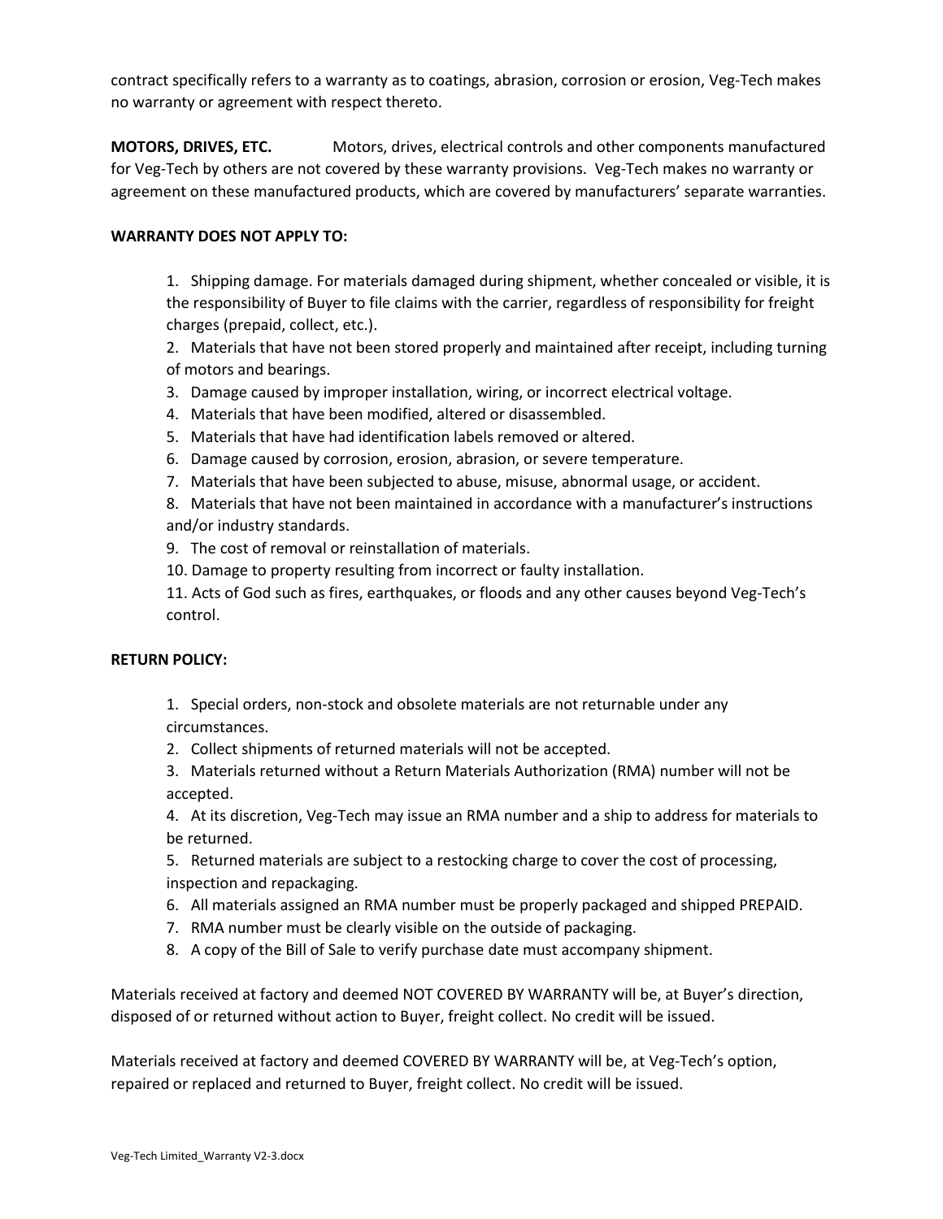contract specifically refers to a warranty as to coatings, abrasion, corrosion or erosion, Veg-Tech makes no warranty or agreement with respect thereto.

**MOTORS, DRIVES, ETC.** Motors, drives, electrical controls and other components manufactured for Veg-Tech by others are not covered by these warranty provisions. Veg-Tech makes no warranty or agreement on these manufactured products, which are covered by manufacturers' separate warranties.

**WARRANTY DOES NOT APPLY TO:**

1. Shipping damage. For materials damaged during shipment, whether concealed or visible, it is the responsibility of Buyer to file claims with the carrier, regardless of responsibility for freight charges (prepaid, collect, etc.).
2. Materials that have not been stored properly and maintained after receipt, including turning of motors and bearings.
3. Damage caused by improper installation, wiring, or incorrect electrical voltage.
4. Materials that have been modified, altered or disassembled.
5. Materials that have had identification labels removed or altered.
6. Damage caused by corrosion, erosion, abrasion, or severe temperature.
7. Materials that have been subjected to abuse, misuse, abnormal usage, or accident.
8. Materials that have not been maintained in accordance with a manufacturer's instructions and/or industry standards.
9. The cost of removal or reinstallation of materials.
10. Damage to property resulting from incorrect or faulty installation.
11. Acts of God such as fires, earthquakes, or floods and any other causes beyond Veg-Tech's control.

**RETURN POLICY:**

1. Special orders, non-stock and obsolete materials are not returnable under any circumstances.
2. Collect shipments of returned materials will not be accepted.
3. Materials returned without a Return Materials Authorization (RMA) number will not be accepted.
4. At its discretion, Veg-Tech may issue an RMA number and a ship to address for materials to be returned.
5. Returned materials are subject to a restocking charge to cover the cost of processing, inspection and repackaging.
6. All materials assigned an RMA number must be properly packaged and shipped PREPAID.
7. RMA number must be clearly visible on the outside of packaging.
8. A copy of the Bill of Sale to verify purchase date must accompany shipment.

Materials received at factory and deemed NOT COVERED BY WARRANTY will be, at Buyer's direction, disposed of or returned without action to Buyer, freight collect. No credit will be issued.

Materials received at factory and deemed COVERED BY WARRANTY will be, at Veg-Tech's option, repaired or replaced and returned to Buyer, freight collect. No credit will be issued.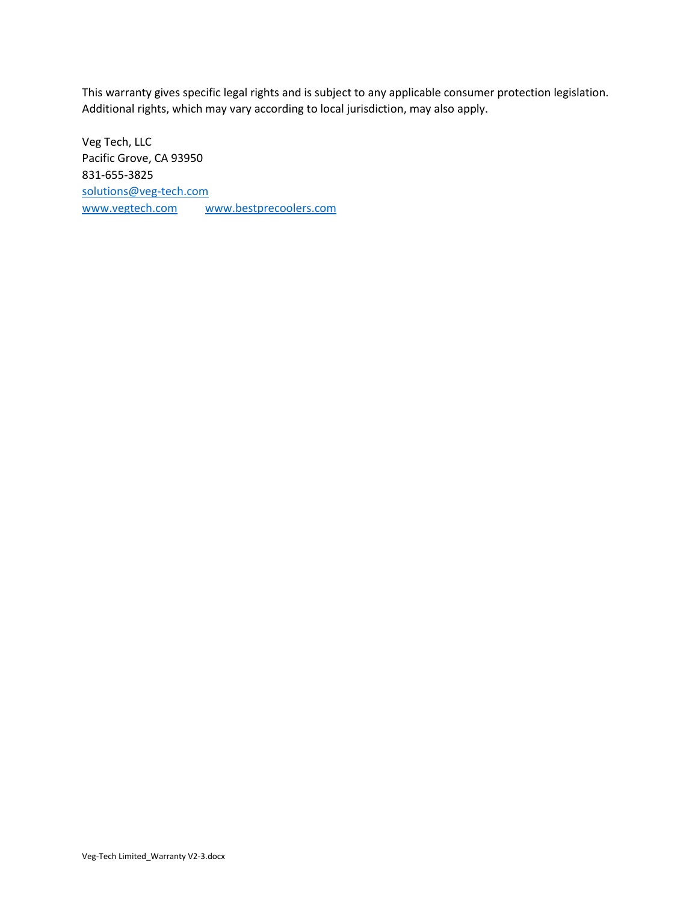This warranty gives specific legal rights and is subject to any applicable consumer protection legislation. Additional rights, which may vary according to local jurisdiction, may also apply.

Veg Tech, LLC
Pacific Grove, CA 93950
831-655-3825
solutions@veg-tech.com
www.vegtech.com www.bestprecoolers.com